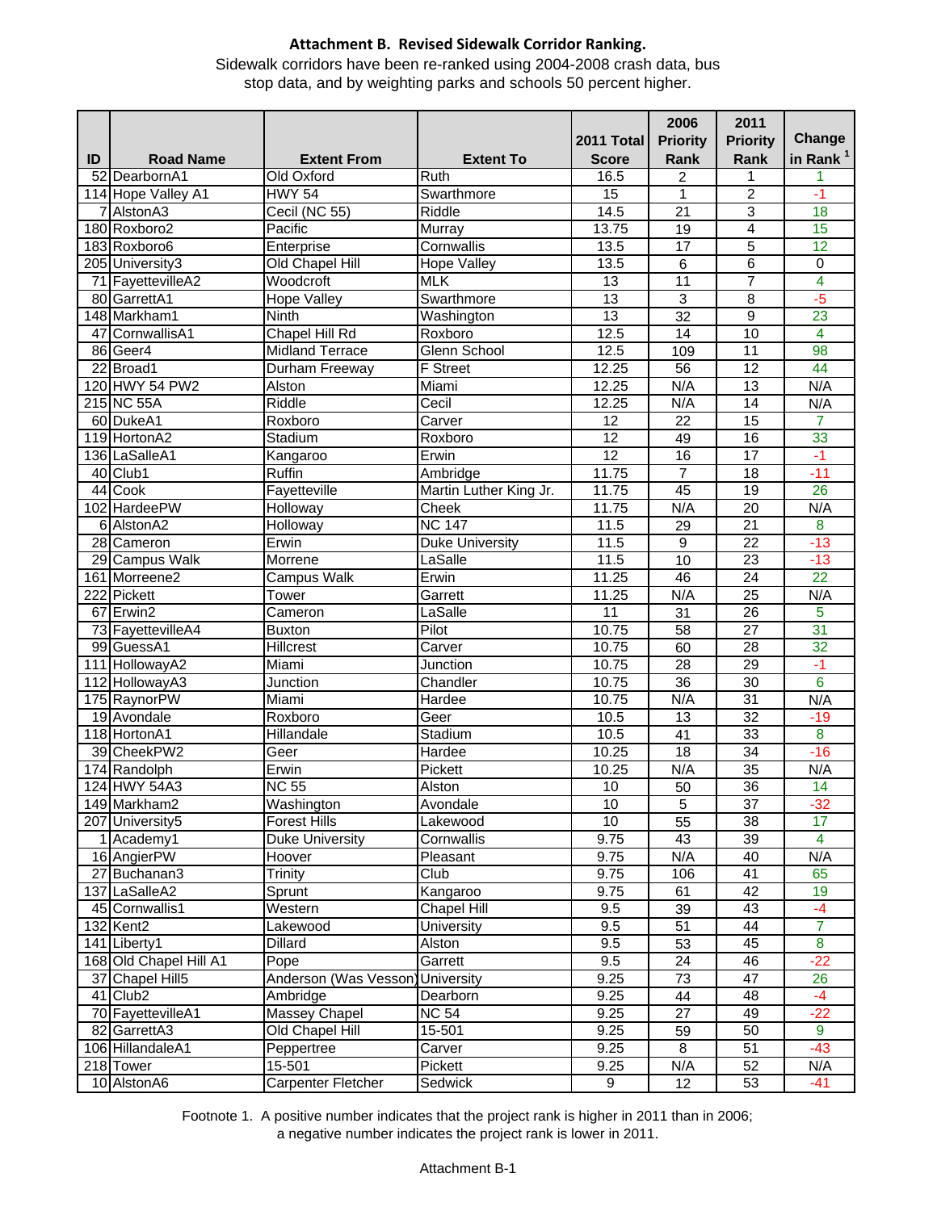**Attachment B. Revised Sidewalk Corridor Ranking.**

Sidewalk corridors have been re-ranked using 2004-2008 crash data, bus stop data, and by weighting parks and schools 50 percent higher.

| ID | Road Name | Extent From | Extent To | 2011 Total Score | 2006 Priority Rank | 2011 Priority Rank | Change in Rank [1] |
|---|---|---|---|---|---|---|---|
| 52 | DearbornA1 | Old Oxford | Ruth | 16.5 | 2 | 1 | 1 |
| 114 | Hope Valley A1 | HWY 54 | Swarthmore | 15 | 1 | 2 | -1 |
| 7 | AlstonA3 | Cecil (NC 55) | Riddle | 14.5 | 21 | 3 | 18 |
| 180 | Roxboro2 | Pacific | Murray | 13.75 | 19 | 4 | 15 |
| 183 | Roxboro6 | Enterprise | Cornwallis | 13.5 | 17 | 5 | 12 |
| 205 | University3 | Old Chapel Hill | Hope Valley | 13.5 | 6 | 6 | 0 |
| 71 | FayettevilleA2 | Woodcroft | MLK | 13 | 11 | 7 | 4 |
| 80 | GarrettA1 | Hope Valley | Swarthmore | 13 | 3 | 8 | -5 |
| 148 | Markham1 | Ninth | Washington | 13 | 32 | 9 | 23 |
| 47 | CornwallisA1 | Chapel Hill Rd | Roxboro | 12.5 | 14 | 10 | 4 |
| 86 | Geer4 | Midland Terrace | Glenn School | 12.5 | 109 | 11 | 98 |
| 22 | Broad1 | Durham Freeway | F Street | 12.25 | 56 | 12 | 44 |
| 120 | HWY 54 PW2 | Alston | Miami | 12.25 | N/A | 13 | N/A |
| 215 | NC 55A | Riddle | Cecil | 12.25 | N/A | 14 | N/A |
| 60 | DukeA1 | Roxboro | Carver | 12 | 22 | 15 | 7 |
| 119 | HortonA2 | Stadium | Roxboro | 12 | 49 | 16 | 33 |
| 136 | LaSalleA1 | Kangaroo | Erwin | 12 | 16 | 17 | -1 |
| 40 | Club1 | Ruffin | Ambridge | 11.75 | 7 | 18 | -11 |
| 44 | Cook | Fayetteville | Martin Luther King Jr. | 11.75 | 45 | 19 | 26 |
| 102 | HardeePW | Holloway | Cheek | 11.75 | N/A | 20 | N/A |
| 6 | AlstonA2 | Holloway | NC 147 | 11.5 | 29 | 21 | 8 |
| 28 | Cameron | Erwin | Duke University | 11.5 | 9 | 22 | -13 |
| 29 | Campus Walk | Morrene | LaSalle | 11.5 | 10 | 23 | -13 |
| 161 | Morreene2 | Campus Walk | Erwin | 11.25 | 46 | 24 | 22 |
| 222 | Pickett | Tower | Garrett | 11.25 | N/A | 25 | N/A |
| 67 | Erwin2 | Cameron | LaSalle | 11 | 31 | 26 | 5 |
| 73 | FayettevilleA4 | Buxton | Pilot | 10.75 | 58 | 27 | 31 |
| 99 | GuessA1 | Hillcrest | Carver | 10.75 | 60 | 28 | 32 |
| 111 | HollowayA2 | Miami | Junction | 10.75 | 28 | 29 | -1 |
| 112 | HollowayA3 | Junction | Chandler | 10.75 | 36 | 30 | 6 |
| 175 | RaynorPW | Miami | Hardee | 10.75 | N/A | 31 | N/A |
| 19 | Avondale | Roxboro | Geer | 10.5 | 13 | 32 | -19 |
| 118 | HortonA1 | Hillandale | Stadium | 10.5 | 41 | 33 | 8 |
| 39 | CheekPW2 | Geer | Hardee | 10.25 | 18 | 34 | -16 |
| 174 | Randolph | Erwin | Pickett | 10.25 | N/A | 35 | N/A |
| 124 | HWY 54A3 | NC 55 | Alston | 10 | 50 | 36 | 14 |
| 149 | Markham2 | Washington | Avondale | 10 | 5 | 37 | -32 |
| 207 | University5 | Forest Hills | Lakewood | 10 | 55 | 38 | 17 |
| 1 | Academy1 | Duke University | Cornwallis | 9.75 | 43 | 39 | 4 |
| 16 | AngierPW | Hoover | Pleasant | 9.75 | N/A | 40 | N/A |
| 27 | Buchanan3 | Trinity | Club | 9.75 | 106 | 41 | 65 |
| 137 | LaSalleA2 | Sprunt | Kangaroo | 9.75 | 61 | 42 | 19 |
| 45 | Cornwallis1 | Western | Chapel Hill | 9.5 | 39 | 43 | -4 |
| 132 | Kent2 | Lakewood | University | 9.5 | 51 | 44 | 7 |
| 141 | Liberty1 | Dillard | Alston | 9.5 | 53 | 45 | 8 |
| 168 | Old Chapel Hill A1 | Pope | Garrett | 9.5 | 24 | 46 | -22 |
| 37 | Chapel Hill5 | Anderson (Was Vesson) | University | 9.25 | 73 | 47 | 26 |
| 41 | Club2 | Ambridge | Dearborn | 9.25 | 44 | 48 | -4 |
| 70 | FayettevilleA1 | Massey Chapel | NC 54 | 9.25 | 27 | 49 | -22 |
| 82 | GarrettA3 | Old Chapel Hill | 15-501 | 9.25 | 59 | 50 | 9 |
| 106 | HillandaleA1 | Peppertree | Carver | 9.25 | 8 | 51 | -43 |
| 218 | Tower | 15-501 | Pickett | 9.25 | N/A | 52 | N/A |
| 10 | AlstonA6 | Carpenter Fletcher | Sedwick | 9 | 12 | 53 | -41 |

Footnote 1. A positive number indicates that the project rank is higher in 2011 than in 2006; a negative number indicates the project rank is lower in 2011.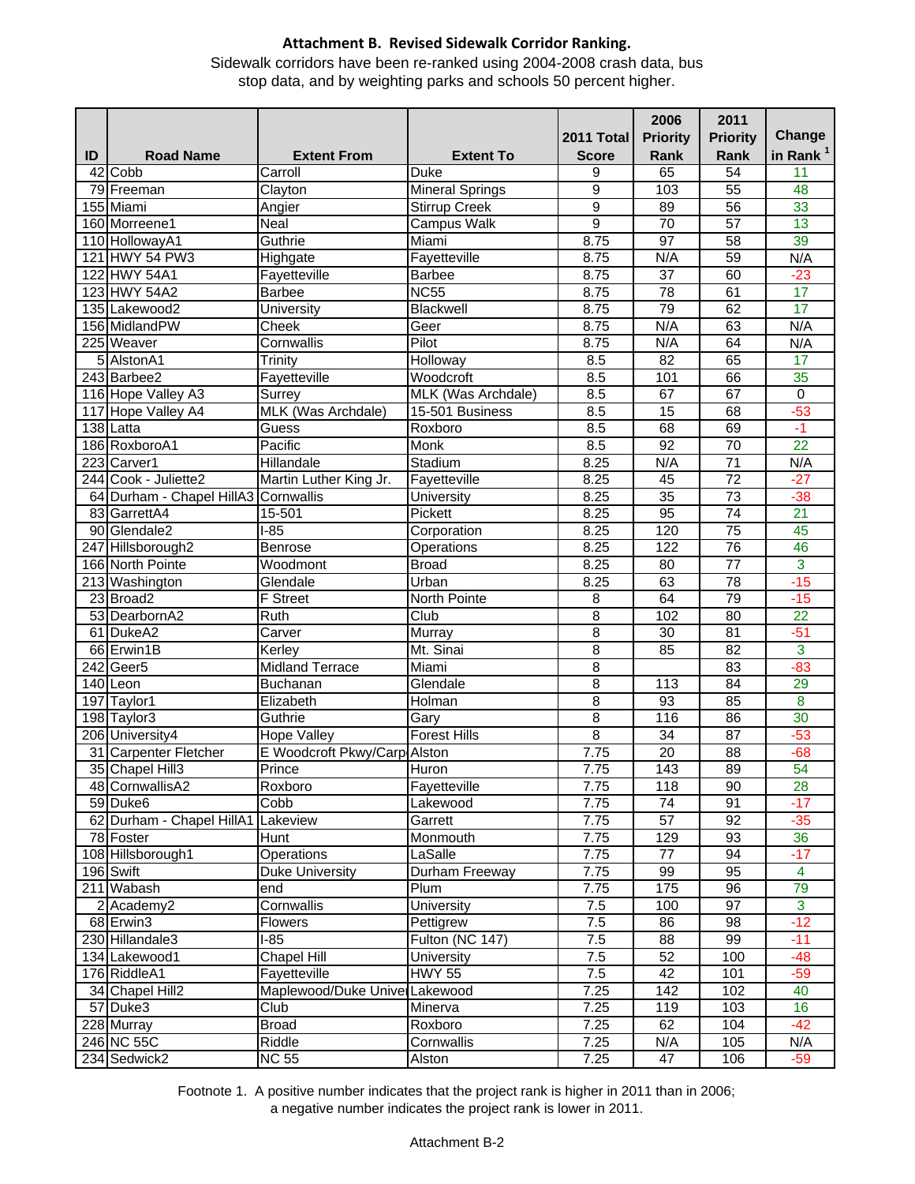**Attachment B. Revised Sidewalk Corridor Ranking.**

Sidewalk corridors have been re-ranked using 2004-2008 crash data, bus stop data, and by weighting parks and schools 50 percent higher.

| ID | Road Name | Extent From | Extent To | 2011 Total Score | 2006 Priority Rank | 2011 Priority Rank | Change in Rank [1] |
|---|---|---|---|---|---|---|---|
| 42 | Cobb | Carroll | Duke | 9 | 65 | 54 | 11 |
| 79 | Freeman | Clayton | Mineral Springs | 9 | 103 | 55 | 48 |
| 155 | Miami | Angier | Stirrup Creek | 9 | 89 | 56 | 33 |
| 160 | Morreene1 | Neal | Campus Walk | 9 | 70 | 57 | 13 |
| 110 | HollowayA1 | Guthrie | Miami | 8.75 | 97 | 58 | 39 |
| 121 | HWY 54 PW3 | Highgate | Fayetteville | 8.75 | N/A | 59 | N/A |
| 122 | HWY 54A1 | Fayetteville | Barbee | 8.75 | 37 | 60 | -23 |
| 123 | HWY 54A2 | Barbee | NC55 | 8.75 | 78 | 61 | 17 |
| 135 | Lakewood2 | University | Blackwell | 8.75 | 79 | 62 | 17 |
| 156 | MidlandPW | Cheek | Geer | 8.75 | N/A | 63 | N/A |
| 225 | Weaver | Cornwallis | Pilot | 8.75 | N/A | 64 | N/A |
| 5 | AlstonA1 | Trinity | Holloway | 8.5 | 82 | 65 | 17 |
| 243 | Barbee2 | Fayetteville | Woodcroft | 8.5 | 101 | 66 | 35 |
| 116 | Hope Valley A3 | Surrey | MLK (Was Archdale) | 8.5 | 67 | 67 | 0 |
| 117 | Hope Valley A4 | MLK (Was Archdale) | 15-501 Business | 8.5 | 15 | 68 | -53 |
| 138 | Latta | Guess | Roxboro | 8.5 | 68 | 69 | -1 |
| 186 | RoxboroA1 | Pacific | Monk | 8.5 | 92 | 70 | 22 |
| 223 | Carver1 | Hillandale | Stadium | 8.25 | N/A | 71 | N/A |
| 244 | Cook - Juliette2 | Martin Luther King Jr. | Fayetteville | 8.25 | 45 | 72 | -27 |
| 64 | Durham - Chapel HillA3 | Cornwallis | University | 8.25 | 35 | 73 | -38 |
| 83 | GarrettA4 | 15-501 | Pickett | 8.25 | 95 | 74 | 21 |
| 90 | Glendale2 | I-85 | Corporation | 8.25 | 120 | 75 | 45 |
| 247 | Hillsborough2 | Benrose | Operations | 8.25 | 122 | 76 | 46 |
| 166 | North Pointe | Woodmont | Broad | 8.25 | 80 | 77 | 3 |
| 213 | Washington | Glendale | Urban | 8.25 | 63 | 78 | -15 |
| 23 | Broad2 | F Street | North Pointe | 8 | 64 | 79 | -15 |
| 53 | DearbornA2 | Ruth | Club | 8 | 102 | 80 | 22 |
| 61 | DukeA2 | Carver | Murray | 8 | 30 | 81 | -51 |
| 66 | Erwin1B | Kerley | Mt. Sinai | 8 | 85 | 82 | 3 |
| 242 | Geer5 | Midland Terrace | Miami | 8 | | 83 | -83 |
| 140 | Leon | Buchanan | Glendale | 8 | 113 | 84 | 29 |
| 197 | Taylor1 | Elizabeth | Holman | 8 | 93 | 85 | 8 |
| 198 | Taylor3 | Guthrie | Gary | 8 | 116 | 86 | 30 |
| 206 | University4 | Hope Valley | Forest Hills | 8 | 34 | 87 | -53 |
| 31 | Carpenter Fletcher | E Woodcroft Pkwy/Carp | Alston | 7.75 | 20 | 88 | -68 |
| 35 | Chapel Hill3 | Prince | Huron | 7.75 | 143 | 89 | 54 |
| 48 | CornwallisA2 | Roxboro | Fayetteville | 7.75 | 118 | 90 | 28 |
| 59 | Duke6 | Cobb | Lakewood | 7.75 | 74 | 91 | -17 |
| 62 | Durham - Chapel HillA1 | Lakeview | Garrett | 7.75 | 57 | 92 | -35 |
| 78 | Foster | Hunt | Monmouth | 7.75 | 129 | 93 | 36 |
| 108 | Hillsborough1 | Operations | LaSalle | 7.75 | 77 | 94 | -17 |
| 196 | Swift | Duke University | Durham Freeway | 7.75 | 99 | 95 | 4 |
| 211 | Wabash | end | Plum | 7.75 | 175 | 96 | 79 |
| 2 | Academy2 | Cornwallis | University | 7.5 | 100 | 97 | 3 |
| 68 | Erwin3 | Flowers | Pettigrew | 7.5 | 86 | 98 | -12 |
| 230 | Hillandale3 | I-85 | Fulton (NC 147) | 7.5 | 88 | 99 | -11 |
| 134 | Lakewood1 | Chapel Hill | University | 7.5 | 52 | 100 | -48 |
| 176 | RiddleA1 | Fayetteville | HWY 55 | 7.5 | 42 | 101 | -59 |
| 34 | Chapel Hill2 | Maplewood/Duke Univer | Lakewood | 7.25 | 142 | 102 | 40 |
| 57 | Duke3 | Club | Minerva | 7.25 | 119 | 103 | 16 |
| 228 | Murray | Broad | Roxboro | 7.25 | 62 | 104 | -42 |
| 246 | NC 55C | Riddle | Cornwallis | 7.25 | N/A | 105 | N/A |
| 234 | Sedwick2 | NC 55 | Alston | 7.25 | 47 | 106 | -59 |

Footnote 1. A positive number indicates that the project rank is higher in 2011 than in 2006; a negative number indicates the project rank is lower in 2011.

Attachment B-2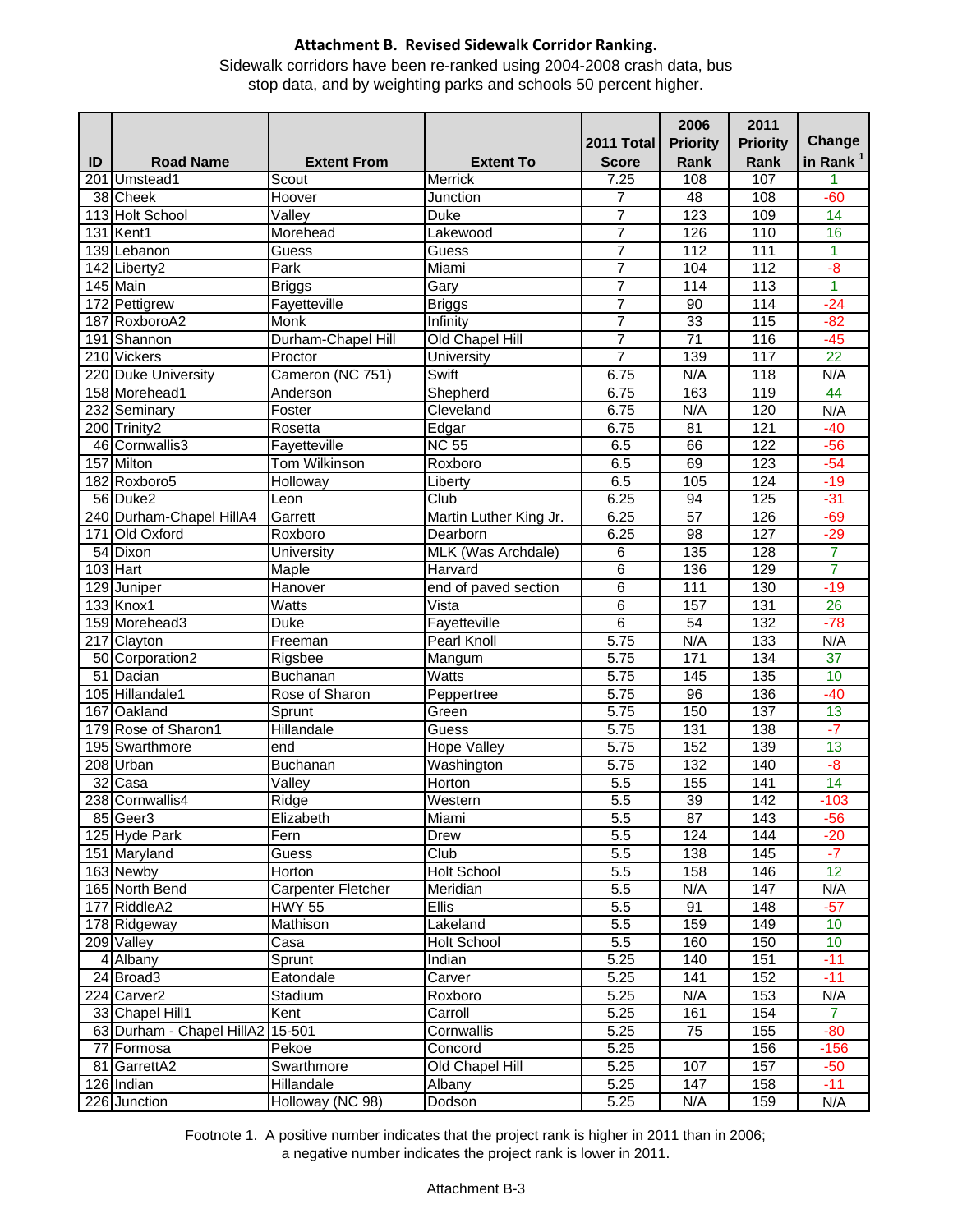# Attachment B. Revised Sidewalk Corridor Ranking.

Sidewalk corridors have been re-ranked using 2004-2008 crash data, bus stop data, and by weighting parks and schools 50 percent higher.

| ID | Road Name | Extent From | Extent To | 2011 Total Score | 2006 Priority Rank | 2011 Priority Rank | Change in Rank [1] |
|---|---|---|---|---|---|---|---|
| 201 | Umstead1 | Scout | Merrick | 7.25 | 108 | 107 | 1 |
| 38 | Cheek | Hoover | Junction | 7 | 48 | 108 | -60 |
| 113 | Holt School | Valley | Duke | 7 | 123 | 109 | 14 |
| 131 | Kent1 | Morehead | Lakewood | 7 | 126 | 110 | 16 |
| 139 | Lebanon | Guess | Guess | 7 | 112 | 111 | 1 |
| 142 | Liberty2 | Park | Miami | 7 | 104 | 112 | -8 |
| 145 | Main | Briggs | Gary | 7 | 114 | 113 | 1 |
| 172 | Pettigrew | Fayetteville | Briggs | 7 | 90 | 114 | -24 |
| 187 | RoxboroA2 | Monk | Infinity | 7 | 33 | 115 | -82 |
| 191 | Shannon | Durham-Chapel Hill | Old Chapel Hill | 7 | 71 | 116 | -45 |
| 210 | Vickers | Proctor | University | 7 | 139 | 117 | 22 |
| 220 | Duke University | Cameron (NC 751) | Swift | 6.75 | N/A | 118 | N/A |
| 158 | Morehead1 | Anderson | Shepherd | 6.75 | 163 | 119 | 44 |
| 232 | Seminary | Foster | Cleveland | 6.75 | N/A | 120 | N/A |
| 200 | Trinity2 | Rosetta | Edgar | 6.75 | 81 | 121 | -40 |
| 46 | Cornwallis3 | Fayetteville | NC 55 | 6.5 | 66 | 122 | -56 |
| 157 | Milton | Tom Wilkinson | Roxboro | 6.5 | 69 | 123 | -54 |
| 182 | Roxboro5 | Holloway | Liberty | 6.5 | 105 | 124 | -19 |
| 56 | Duke2 | Leon | Club | 6.25 | 94 | 125 | -31 |
| 240 | Durham-Chapel HillA4 | Garrett | Martin Luther King Jr. | 6.25 | 57 | 126 | -69 |
| 171 | Old Oxford | Roxboro | Dearborn | 6.25 | 98 | 127 | -29 |
| 54 | Dixon | University | MLK (Was Archdale) | 6 | 135 | 128 | 7 |
| 103 | Hart | Maple | Harvard | 6 | 136 | 129 | 7 |
| 129 | Juniper | Hanover | end of paved section | 6 | 111 | 130 | -19 |
| 133 | Knox1 | Watts | Vista | 6 | 157 | 131 | 26 |
| 159 | Morehead3 | Duke | Fayetteville | 6 | 54 | 132 | -78 |
| 217 | Clayton | Freeman | Pearl Knoll | 5.75 | N/A | 133 | N/A |
| 50 | Corporation2 | Rigsbee | Mangum | 5.75 | 171 | 134 | 37 |
| 51 | Dacian | Buchanan | Watts | 5.75 | 145 | 135 | 10 |
| 105 | Hillandale1 | Rose of Sharon | Peppertree | 5.75 | 96 | 136 | -40 |
| 167 | Oakland | Sprunt | Green | 5.75 | 150 | 137 | 13 |
| 179 | Rose of Sharon1 | Hillandale | Guess | 5.75 | 131 | 138 | -7 |
| 195 | Swarthmore | end | Hope Valley | 5.75 | 152 | 139 | 13 |
| 208 | Urban | Buchanan | Washington | 5.75 | 132 | 140 | -8 |
| 32 | Casa | Valley | Horton | 5.5 | 155 | 141 | 14 |
| 238 | Cornwallis4 | Ridge | Western | 5.5 | 39 | 142 | -103 |
| 85 | Geer3 | Elizabeth | Miami | 5.5 | 87 | 143 | -56 |
| 125 | Hyde Park | Fern | Drew | 5.5 | 124 | 144 | -20 |
| 151 | Maryland | Guess | Club | 5.5 | 138 | 145 | -7 |
| 163 | Newby | Horton | Holt School | 5.5 | 158 | 146 | 12 |
| 165 | North Bend | Carpenter Fletcher | Meridian | 5.5 | N/A | 147 | N/A |
| 177 | RiddleA2 | HWY 55 | Ellis | 5.5 | 91 | 148 | -57 |
| 178 | Ridgeway | Mathison | Lakeland | 5.5 | 159 | 149 | 10 |
| 209 | Valley | Casa | Holt School | 5.5 | 160 | 150 | 10 |
| 4 | Albany | Sprunt | Indian | 5.25 | 140 | 151 | -11 |
| 24 | Broad3 | Eatondale | Carver | 5.25 | 141 | 152 | -11 |
| 224 | Carver2 | Stadium | Roxboro | 5.25 | N/A | 153 | N/A |
| 33 | Chapel Hill1 | Kent | Carroll | 5.25 | 161 | 154 | 7 |
| 63 | Durham - Chapel HillA2 | 15-501 | Cornwallis | 5.25 | 75 | 155 | -80 |
| 77 | Formosa | Pekoe | Concord | 5.25 | | 156 | -156 |
| 81 | GarrettA2 | Swarthmore | Old Chapel Hill | 5.25 | 107 | 157 | -50 |
| 126 | Indian | Hillandale | Albany | 5.25 | 147 | 158 | -11 |
| 226 | Junction | Holloway (NC 98) | Dodson | 5.25 | N/A | 159 | N/A |

Footnote 1. A positive number indicates that the project rank is higher in 2011 than in 2006; a negative number indicates the project rank is lower in 2011.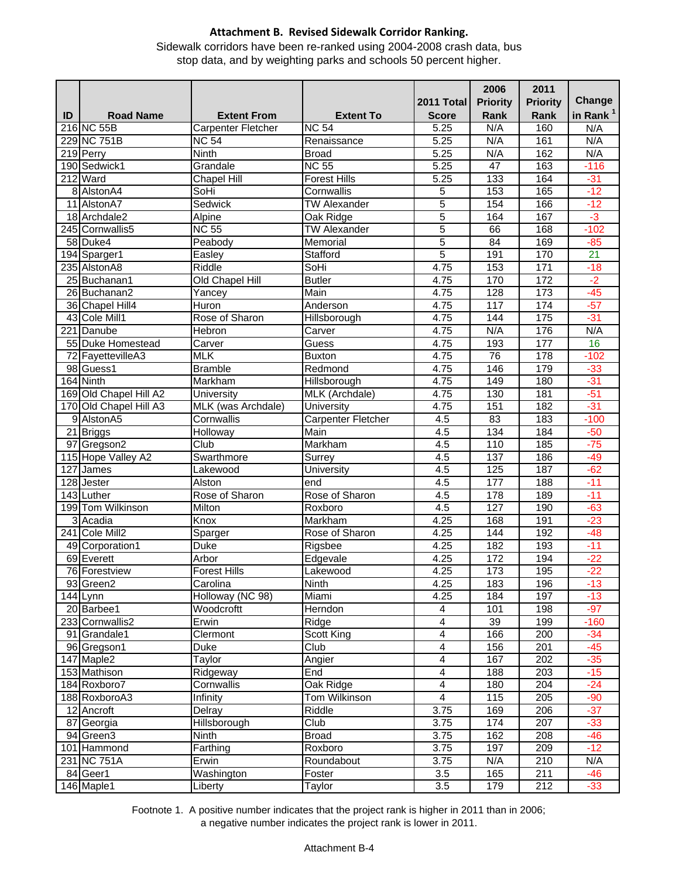**Attachment B. Revised Sidewalk Corridor Ranking.**

Sidewalk corridors have been re-ranked using 2004-2008 crash data, bus stop data, and by weighting parks and schools 50 percent higher.

| ID | Road Name | Extent From | Extent To | 2011 Total Score | 2006 Priority Rank | 2011 Priority Rank | Change in Rank [1] |
|---|---|---|---|---|---|---|---|
| 216 | NC 55B | Carpenter Fletcher | NC 54 | 5.25 | N/A | 160 | N/A |
| 229 | NC 751B | NC 54 | Renaissance | 5.25 | N/A | 161 | N/A |
| 219 | Perry | Ninth | Broad | 5.25 | N/A | 162 | N/A |
| 190 | Sedwick1 | Grandale | NC 55 | 5.25 | 47 | 163 | -116 |
| 212 | Ward | Chapel Hill | Forest Hills | 5.25 | 133 | 164 | -31 |
| 8 | AlstonA4 | SoHi | Cornwallis | 5 | 153 | 165 | -12 |
| 11 | AlstonA7 | Sedwick | TW Alexander | 5 | 154 | 166 | -12 |
| 18 | Archdale2 | Alpine | Oak Ridge | 5 | 164 | 167 | -3 |
| 245 | Cornwallis5 | NC 55 | TW Alexander | 5 | 66 | 168 | -102 |
| 58 | Duke4 | Peabody | Memorial | 5 | 84 | 169 | -85 |
| 194 | Sparger1 | Easley | Stafford | 5 | 191 | 170 | 21 |
| 235 | AlstonA8 | Riddle | SoHi | 4.75 | 153 | 171 | -18 |
| 25 | Buchanan1 | Old Chapel Hill | Butler | 4.75 | 170 | 172 | -2 |
| 26 | Buchanan2 | Yancey | Main | 4.75 | 128 | 173 | -45 |
| 36 | Chapel Hill4 | Huron | Anderson | 4.75 | 117 | 174 | -57 |
| 43 | Cole Mill1 | Rose of Sharon | Hillsborough | 4.75 | 144 | 175 | -31 |
| 221 | Danube | Hebron | Carver | 4.75 | N/A | 176 | N/A |
| 55 | Duke Homestead | Carver | Guess | 4.75 | 193 | 177 | 16 |
| 72 | FayettevilleA3 | MLK | Buxton | 4.75 | 76 | 178 | -102 |
| 98 | Guess1 | Bramble | Redmond | 4.75 | 146 | 179 | -33 |
| 164 | Ninth | Markham | Hillsborough | 4.75 | 149 | 180 | -31 |
| 169 | Old Chapel Hill A2 | University | MLK (Archdale) | 4.75 | 130 | 181 | -51 |
| 170 | Old Chapel Hill A3 | MLK (was Archdale) | University | 4.75 | 151 | 182 | -31 |
| 9 | AlstonA5 | Cornwallis | Carpenter Fletcher | 4.5 | 83 | 183 | -100 |
| 21 | Briggs | Holloway | Main | 4.5 | 134 | 184 | -50 |
| 97 | Gregson2 | Club | Markham | 4.5 | 110 | 185 | -75 |
| 115 | Hope Valley A2 | Swarthmore | Surrey | 4.5 | 137 | 186 | -49 |
| 127 | James | Lakewood | University | 4.5 | 125 | 187 | -62 |
| 128 | Jester | Alston | end | 4.5 | 177 | 188 | -11 |
| 143 | Luther | Rose of Sharon | Rose of Sharon | 4.5 | 178 | 189 | -11 |
| 199 | Tom Wilkinson | Milton | Roxboro | 4.5 | 127 | 190 | -63 |
| 3 | Acadia | Knox | Markham | 4.25 | 168 | 191 | -23 |
| 241 | Cole Mill2 | Sparger | Rose of Sharon | 4.25 | 144 | 192 | -48 |
| 49 | Corporation1 | Duke | Rigsbee | 4.25 | 182 | 193 | -11 |
| 69 | Everett | Arbor | Edgevale | 4.25 | 172 | 194 | -22 |
| 76 | Forestview | Forest Hills | Lakewood | 4.25 | 173 | 195 | -22 |
| 93 | Green2 | Carolina | Ninth | 4.25 | 183 | 196 | -13 |
| 144 | Lynn | Holloway (NC 98) | Miami | 4.25 | 184 | 197 | -13 |
| 20 | Barbee1 | Woodcroftt | Herndon | 4 | 101 | 198 | -97 |
| 233 | Cornwallis2 | Erwin | Ridge | 4 | 39 | 199 | -160 |
| 91 | Grandale1 | Clermont | Scott King | 4 | 166 | 200 | -34 |
| 96 | Gregson1 | Duke | Club | 4 | 156 | 201 | -45 |
| 147 | Maple2 | Taylor | Angier | 4 | 167 | 202 | -35 |
| 153 | Mathison | Ridgeway | End | 4 | 188 | 203 | -15 |
| 184 | Roxboro7 | Cornwallis | Oak Ridge | 4 | 180 | 204 | -24 |
| 188 | RoxboroA3 | Infinity | Tom Wilkinson | 4 | 115 | 205 | -90 |
| 12 | Ancroft | Delray | Riddle | 3.75 | 169 | 206 | -37 |
| 87 | Georgia | Hillsborough | Club | 3.75 | 174 | 207 | -33 |
| 94 | Green3 | Ninth | Broad | 3.75 | 162 | 208 | -46 |
| 101 | Hammond | Farthing | Roxboro | 3.75 | 197 | 209 | -12 |
| 231 | NC 751A | Erwin | Roundabout | 3.75 | N/A | 210 | N/A |
| 84 | Geer1 | Washington | Foster | 3.5 | 165 | 211 | -46 |
| 146 | Maple1 | Liberty | Taylor | 3.5 | 179 | 212 | -33 |

Footnote 1. A positive number indicates that the project rank is higher in 2011 than in 2006; a negative number indicates the project rank is lower in 2011.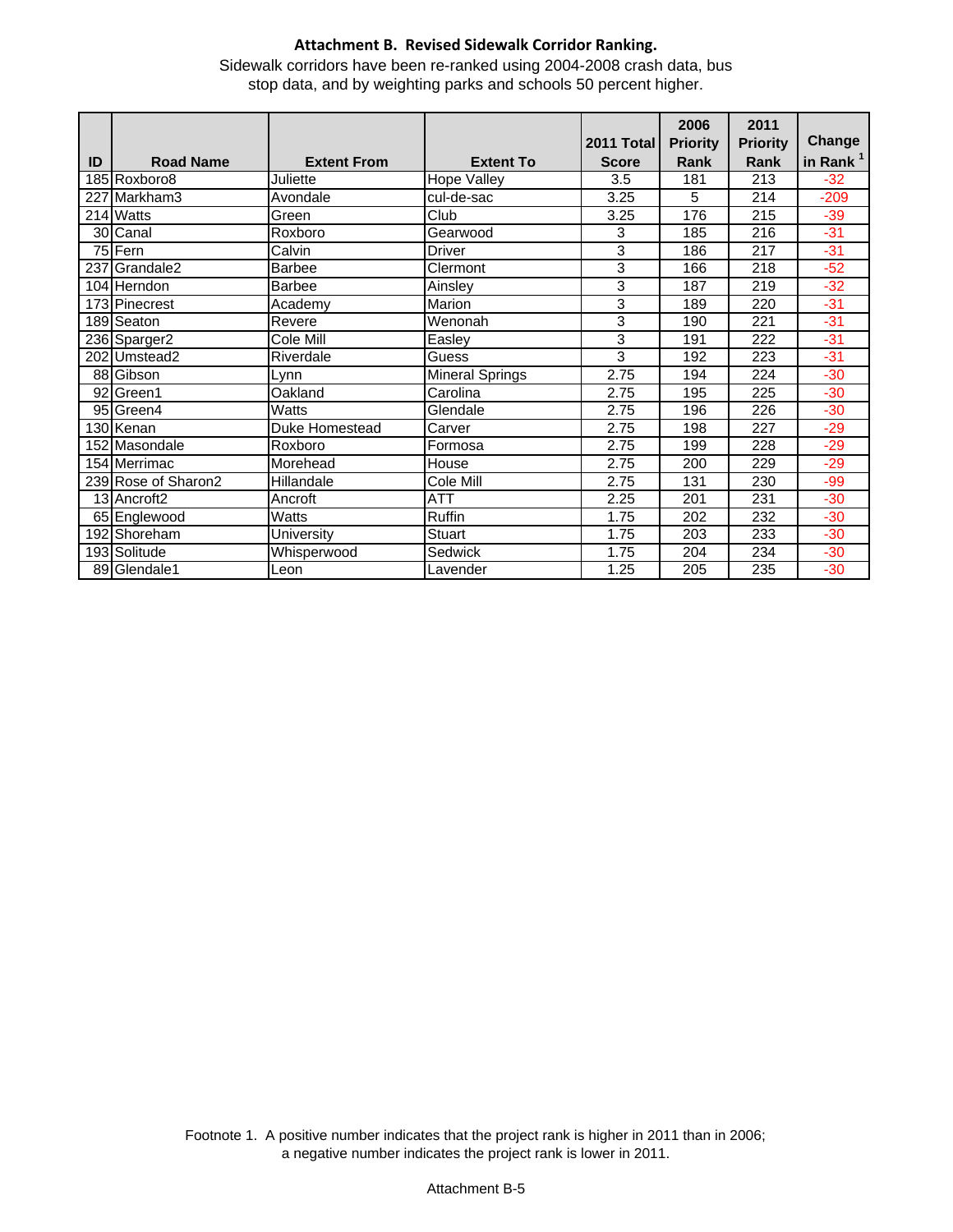**Attachment B. Revised Sidewalk Corridor Ranking.**

Sidewalk corridors have been re-ranked using 2004-2008 crash data, bus stop data, and by weighting parks and schools 50 percent higher.

| ID | Road Name | Extent From | Extent To | 2011 Total Score | 2006 Priority Rank | 2011 Priority Rank | Change in Rank [1] |
|---|---|---|---|---|---|---|---|
| 185 | Roxboro8 | Juliette | Hope Valley | 3.5 | 181 | 213 | -32 |
| 227 | Markham3 | Avondale | cul-de-sac | 3.25 | 5 | 214 | -209 |
| 214 | Watts | Green | Club | 3.25 | 176 | 215 | -39 |
| 30 | Canal | Roxboro | Gearwood | 3 | 185 | 216 | -31 |
| 75 | Fern | Calvin | Driver | 3 | 186 | 217 | -31 |
| 237 | Grandale2 | Barbee | Clermont | 3 | 166 | 218 | -52 |
| 104 | Herndon | Barbee | Ainsley | 3 | 187 | 219 | -32 |
| 173 | Pinecrest | Academy | Marion | 3 | 189 | 220 | -31 |
| 189 | Seaton | Revere | Wenonah | 3 | 190 | 221 | -31 |
| 236 | Sparger2 | Cole Mill | Easley | 3 | 191 | 222 | -31 |
| 202 | Umstead2 | Riverdale | Guess | 3 | 192 | 223 | -31 |
| 88 | Gibson | Lynn | Mineral Springs | 2.75 | 194 | 224 | -30 |
| 92 | Green1 | Oakland | Carolina | 2.75 | 195 | 225 | -30 |
| 95 | Green4 | Watts | Glendale | 2.75 | 196 | 226 | -30 |
| 130 | Kenan | Duke Homestead | Carver | 2.75 | 198 | 227 | -29 |
| 152 | Masondale | Roxboro | Formosa | 2.75 | 199 | 228 | -29 |
| 154 | Merrimac | Morehead | House | 2.75 | 200 | 229 | -29 |
| 239 | Rose of Sharon2 | Hillandale | Cole Mill | 2.75 | 131 | 230 | -99 |
| 13 | Ancroft2 | Ancroft | ATT | 2.25 | 201 | 231 | -30 |
| 65 | Englewood | Watts | Ruffin | 1.75 | 202 | 232 | -30 |
| 192 | Shoreham | University | Stuart | 1.75 | 203 | 233 | -30 |
| 193 | Solitude | Whisperwood | Sedwick | 1.75 | 204 | 234 | -30 |
| 89 | Glendale1 | Leon | Lavender | 1.25 | 205 | 235 | -30 |

Footnote 1. A positive number indicates that the project rank is higher in 2011 than in 2006; a negative number indicates the project rank is lower in 2011.